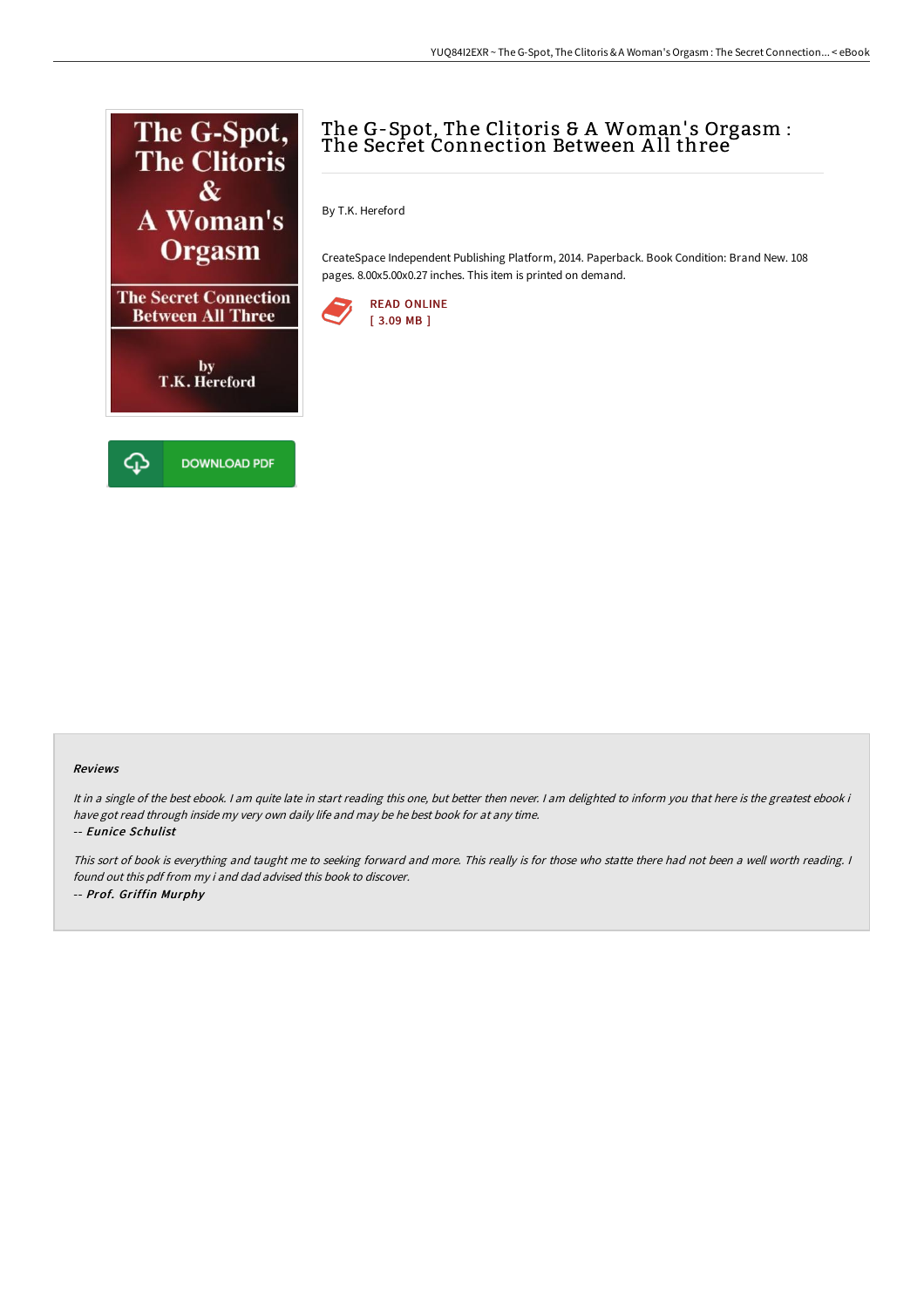# The G-Spot, The Clitoris & A Woman's Orgasm : The Secret Connection Between All three

By T.K. Hereford

CreateSpace Independent Publishing Platform, 2014. Paperback. Book Condition: Brand New. 108 pages. 8.00x5.00x0.27 inches. This item is printed on demand.

READ ONLINE
[ 3.09 MB ]

DOWNLOAD PDF

### Reviews

*It in a single of the best ebook. I am quite late in start reading this one, but better then never. I am delighted to inform you that here is the greatest ebook i have got read through inside my very own daily life and may be he best book for at any time.*

*-- **Eunice Schulist***

*This sort of book is everything and taught me to seeking forward and more. This really is for those who statte there had not been a well worth reading. I found out this pdf from my i and dad advised this book to discover.*

*-- **Prof. Griffin Murphy***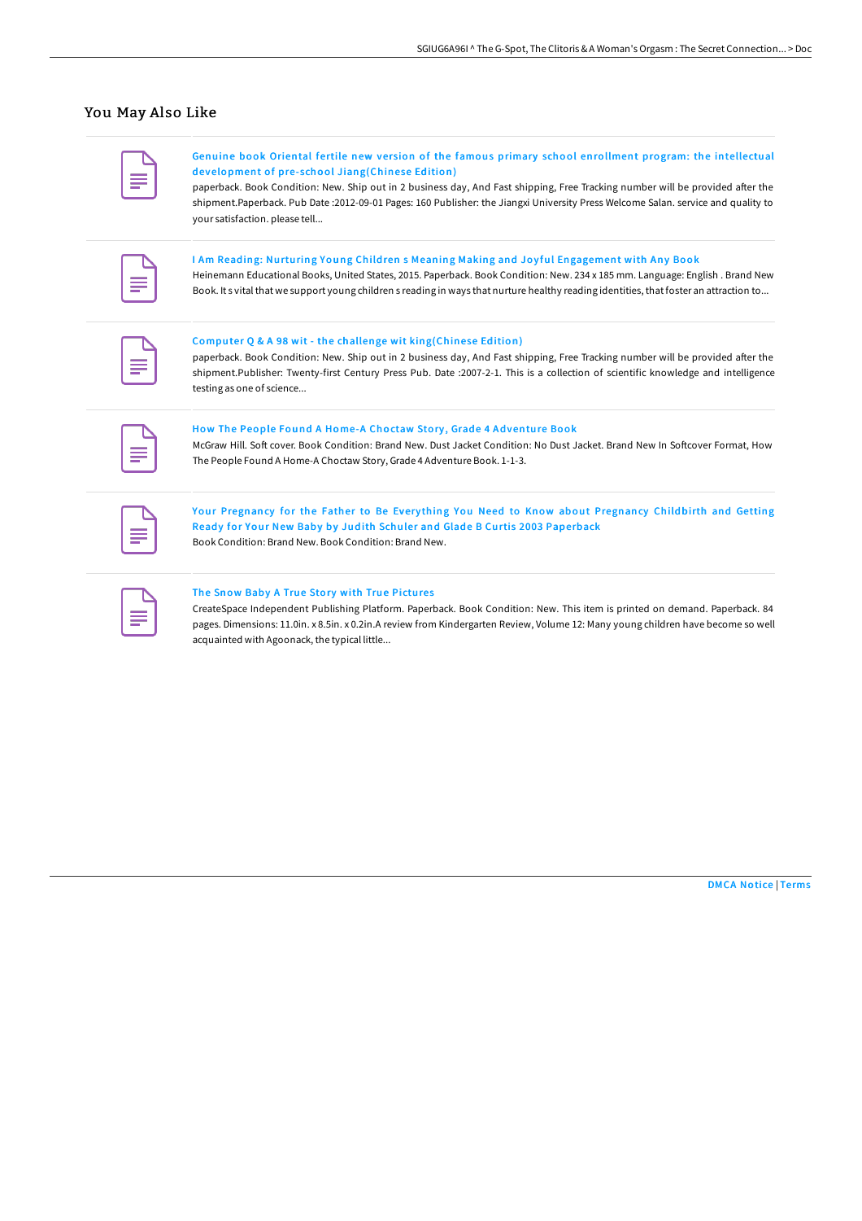## You May Also Like

**Genuine book Oriental fertile new version of the famous primary school enrollment program: the intellectual development of pre-school Jiang(Chinese Edition)**

paperback. Book Condition: New. Ship out in 2 business day, And Fast shipping, Free Tracking number will be provided after the shipment.Paperback. Pub Date :2012-09-01 Pages: 160 Publisher: the Jiangxi University Press Welcome Salan. service and quality to your satisfaction. please tell...

**I Am Reading: Nurturing Young Children s Meaning Making and Joyful Engagement with Any Book**

Heinemann Educational Books, United States, 2015. Paperback. Book Condition: New. 234 x 185 mm. Language: English . Brand New Book. It s vital that we support young children s reading in ways that nurture healthy reading identities, that foster an attraction to...

**Computer Q & A 98 wit - the challenge wit king(Chinese Edition)**

paperback. Book Condition: New. Ship out in 2 business day, And Fast shipping, Free Tracking number will be provided after the shipment.Publisher: Twenty-first Century Press Pub. Date :2007-2-1. This is a collection of scientific knowledge and intelligence testing as one of science...

**How The People Found A Home-A Choctaw Story, Grade 4 Adventure Book**

McGraw Hill. Soft cover. Book Condition: Brand New. Dust Jacket Condition: No Dust Jacket. Brand New In Softcover Format, How The People Found A Home-A Choctaw Story, Grade 4 Adventure Book. 1-1-3.

**Your Pregnancy for the Father to Be Everything You Need to Know about Pregnancy Childbirth and Getting Ready for Your New Baby by Judith Schuler and Glade B Curtis 2003 Paperback**

Book Condition: Brand New. Book Condition: Brand New.

**The Snow Baby A True Story with True Pictures**

CreateSpace Independent Publishing Platform. Paperback. Book Condition: New. This item is printed on demand. Paperback. 84 pages. Dimensions: 11.0in. x 8.5in. x 0.2in.A review from Kindergarten Review, Volume 12: Many young children have become so well acquainted with Agoonack, the typical little...

DMCA Notice | Terms